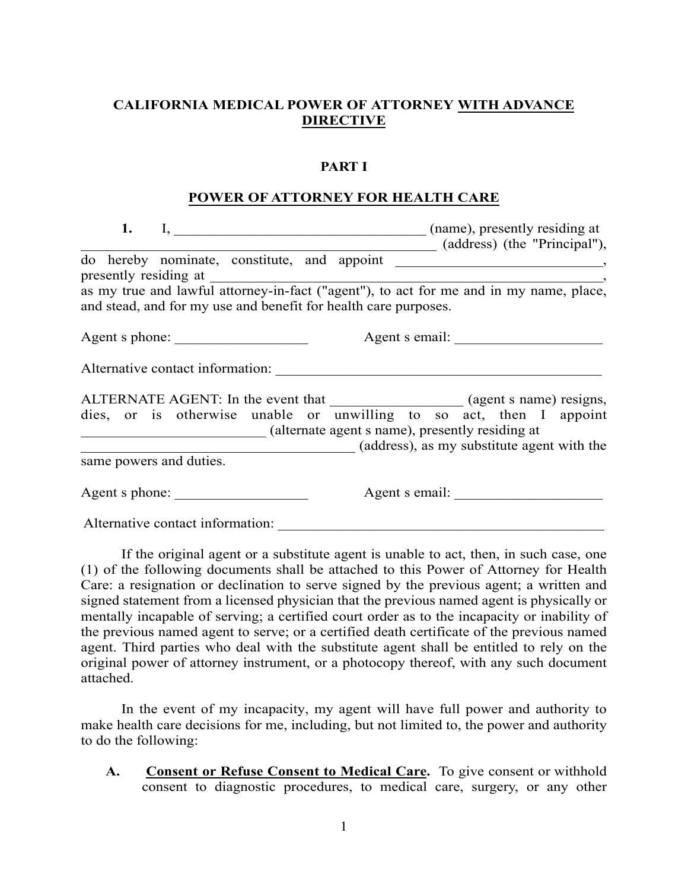# CALIFORNIA MEDICAL POWER OF ATTORNEY WITH ADVANCE DIRECTIVE

## PART I

## POWER OF ATTORNEY FOR HEALTH CARE

**1.** I, ___________________________________ (name), presently residing at _____________________________________________ (address) (the "Principal"), do hereby nominate, constitute, and appoint ____________________________, presently residing at _____________________________________________________, as my true and lawful attorney-in-fact ("agent"), to act for me and in my name, place, and stead, and for my use and benefit for health care purposes.

Agent s phone: __________________ Agent s email: ____________________

Alternative contact information: _____________________________________________

ALTERNATE AGENT: In the event that __________________ (agent s name) resigns, dies, or is otherwise unable or unwilling to so act, then I appoint _________________________ (alternate agent s name), presently residing at ____________________________________ (address), as my substitute agent with the same powers and duties.

Agent s phone: __________________ Agent s email: ____________________

Alternative contact information: _____________________________________________

If the original agent or a substitute agent is unable to act, then, in such case, one (1) of the following documents shall be attached to this Power of Attorney for Health Care: a resignation or declination to serve signed by the previous agent; a written and signed statement from a licensed physician that the previous named agent is physically or mentally incapable of serving; a certified court order as to the incapacity or inability of the previous named agent to serve; or a certified death certificate of the previous named agent. Third parties who deal with the substitute agent shall be entitled to rely on the original power of attorney instrument, or a photocopy thereof, with any such document attached.

In the event of my incapacity, my agent will have full power and authority to make health care decisions for me, including, but not limited to, the power and authority to do the following:

**A.** **Consent or Refuse Consent to Medical Care.** To give consent or withhold consent to diagnostic procedures, to medical care, surgery, or any other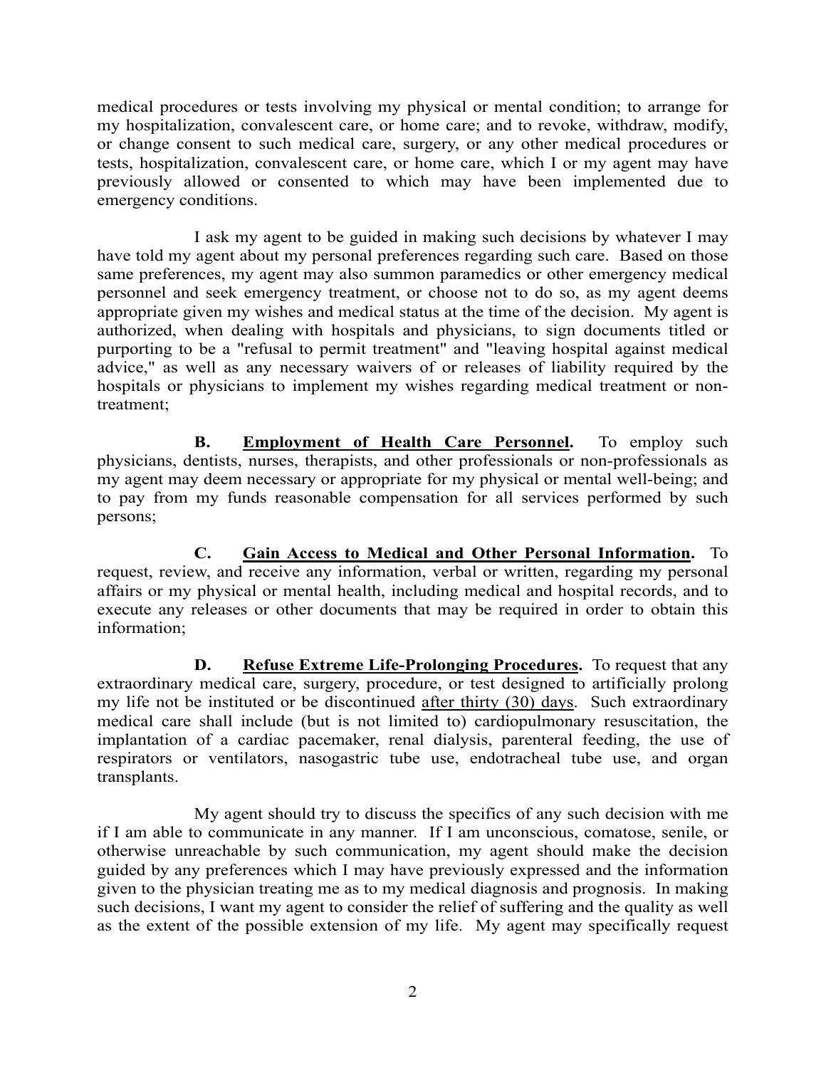medical procedures or tests involving my physical or mental condition; to arrange for my hospitalization, convalescent care, or home care; and to revoke, withdraw, modify, or change consent to such medical care, surgery, or any other medical procedures or tests, hospitalization, convalescent care, or home care, which I or my agent may have previously allowed or consented to which may have been implemented due to emergency conditions.

I ask my agent to be guided in making such decisions by whatever I may have told my agent about my personal preferences regarding such care. Based on those same preferences, my agent may also summon paramedics or other emergency medical personnel and seek emergency treatment, or choose not to do so, as my agent deems appropriate given my wishes and medical status at the time of the decision. My agent is authorized, when dealing with hospitals and physicians, to sign documents titled or purporting to be a "refusal to permit treatment" and "leaving hospital against medical advice," as well as any necessary waivers of or releases of liability required by the hospitals or physicians to implement my wishes regarding medical treatment or non-treatment;

**B. <u>Employment of Health Care Personnel</u>.** To employ such physicians, dentists, nurses, therapists, and other professionals or non-professionals as my agent may deem necessary or appropriate for my physical or mental well-being; and to pay from my funds reasonable compensation for all services performed by such persons;

**C. <u>Gain Access to Medical and Other Personal Information</u>.** To request, review, and receive any information, verbal or written, regarding my personal affairs or my physical or mental health, including medical and hospital records, and to execute any releases or other documents that may be required in order to obtain this information;

**D. <u>Refuse Extreme Life-Prolonging Procedures</u>.** To request that any extraordinary medical care, surgery, procedure, or test designed to artificially prolong my life not be instituted or be discontinued <u>after thirty (30) days</u>. Such extraordinary medical care shall include (but is not limited to) cardiopulmonary resuscitation, the implantation of a cardiac pacemaker, renal dialysis, parenteral feeding, the use of respirators or ventilators, nasogastric tube use, endotracheal tube use, and organ transplants.

My agent should try to discuss the specifics of any such decision with me if I am able to communicate in any manner. If I am unconscious, comatose, senile, or otherwise unreachable by such communication, my agent should make the decision guided by any preferences which I may have previously expressed and the information given to the physician treating me as to my medical diagnosis and prognosis. In making such decisions, I want my agent to consider the relief of suffering and the quality as well as the extent of the possible extension of my life. My agent may specifically request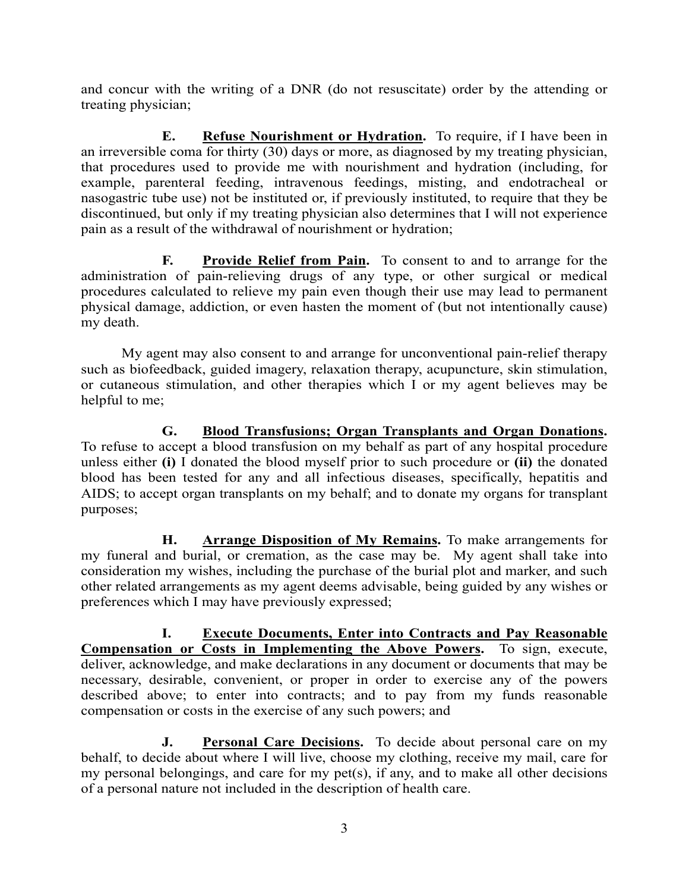and concur with the writing of a DNR (do not resuscitate) order by the attending or treating physician;

**E.** **<u>Refuse Nourishment or Hydration</u>.** To require, if I have been in an irreversible coma for thirty (30) days or more, as diagnosed by my treating physician, that procedures used to provide me with nourishment and hydration (including, for example, parenteral feeding, intravenous feedings, misting, and endotracheal or nasogastric tube use) not be instituted or, if previously instituted, to require that they be discontinued, but only if my treating physician also determines that I will not experience pain as a result of the withdrawal of nourishment or hydration;

**F.** **<u>Provide Relief from Pain</u>.** To consent to and to arrange for the administration of pain-relieving drugs of any type, or other surgical or medical procedures calculated to relieve my pain even though their use may lead to permanent physical damage, addiction, or even hasten the moment of (but not intentionally cause) my death.

My agent may also consent to and arrange for unconventional pain-relief therapy such as biofeedback, guided imagery, relaxation therapy, acupuncture, skin stimulation, or cutaneous stimulation, and other therapies which I or my agent believes may be helpful to me;

**G.** **<u>Blood Transfusions; Organ Transplants and Organ Donations</u>.** To refuse to accept a blood transfusion on my behalf as part of any hospital procedure unless either **(i)** I donated the blood myself prior to such procedure or **(ii)** the donated blood has been tested for any and all infectious diseases, specifically, hepatitis and AIDS; to accept organ transplants on my behalf; and to donate my organs for transplant purposes;

**H.** **<u>Arrange Disposition of My Remains</u>.** To make arrangements for my funeral and burial, or cremation, as the case may be. My agent shall take into consideration my wishes, including the purchase of the burial plot and marker, and such other related arrangements as my agent deems advisable, being guided by any wishes or preferences which I may have previously expressed;

**I.** **<u>Execute Documents, Enter into Contracts and Pay Reasonable Compensation or Costs in Implementing the Above Powers</u>.** To sign, execute, deliver, acknowledge, and make declarations in any document or documents that may be necessary, desirable, convenient, or proper in order to exercise any of the powers described above; to enter into contracts; and to pay from my funds reasonable compensation or costs in the exercise of any such powers; and

**J.** **<u>Personal Care Decisions</u>.** To decide about personal care on my behalf, to decide about where I will live, choose my clothing, receive my mail, care for my personal belongings, and care for my pet(s), if any, and to make all other decisions of a personal nature not included in the description of health care.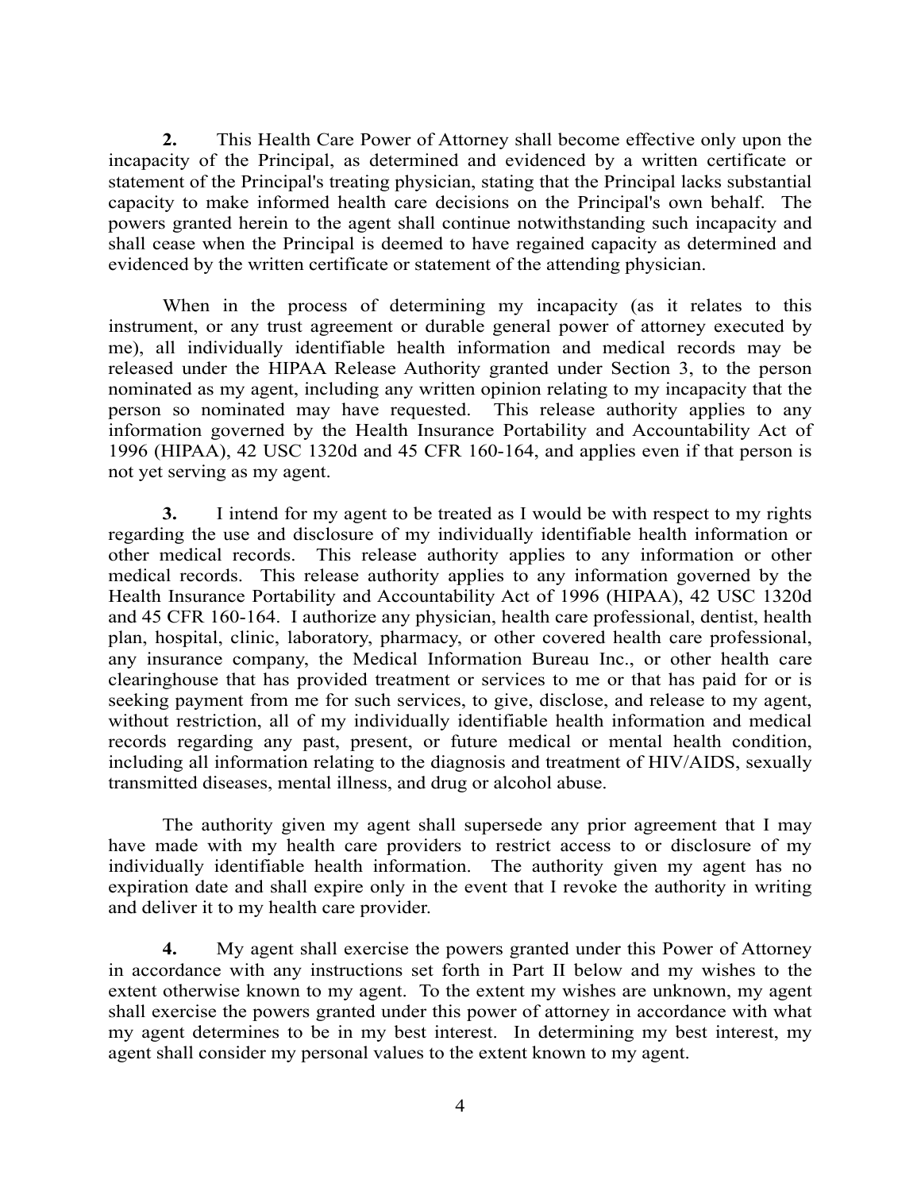**2.** This Health Care Power of Attorney shall become effective only upon the incapacity of the Principal, as determined and evidenced by a written certificate or statement of the Principal's treating physician, stating that the Principal lacks substantial capacity to make informed health care decisions on the Principal's own behalf. The powers granted herein to the agent shall continue notwithstanding such incapacity and shall cease when the Principal is deemed to have regained capacity as determined and evidenced by the written certificate or statement of the attending physician.

When in the process of determining my incapacity (as it relates to this instrument, or any trust agreement or durable general power of attorney executed by me), all individually identifiable health information and medical records may be released under the HIPAA Release Authority granted under Section 3, to the person nominated as my agent, including any written opinion relating to my incapacity that the person so nominated may have requested. This release authority applies to any information governed by the Health Insurance Portability and Accountability Act of 1996 (HIPAA), 42 USC 1320d and 45 CFR 160-164, and applies even if that person is not yet serving as my agent.

**3.** I intend for my agent to be treated as I would be with respect to my rights regarding the use and disclosure of my individually identifiable health information or other medical records. This release authority applies to any information or other medical records. This release authority applies to any information governed by the Health Insurance Portability and Accountability Act of 1996 (HIPAA), 42 USC 1320d and 45 CFR 160-164. I authorize any physician, health care professional, dentist, health plan, hospital, clinic, laboratory, pharmacy, or other covered health care professional, any insurance company, the Medical Information Bureau Inc., or other health care clearinghouse that has provided treatment or services to me or that has paid for or is seeking payment from me for such services, to give, disclose, and release to my agent, without restriction, all of my individually identifiable health information and medical records regarding any past, present, or future medical or mental health condition, including all information relating to the diagnosis and treatment of HIV/AIDS, sexually transmitted diseases, mental illness, and drug or alcohol abuse.

The authority given my agent shall supersede any prior agreement that I may have made with my health care providers to restrict access to or disclosure of my individually identifiable health information. The authority given my agent has no expiration date and shall expire only in the event that I revoke the authority in writing and deliver it to my health care provider.

**4.** My agent shall exercise the powers granted under this Power of Attorney in accordance with any instructions set forth in Part II below and my wishes to the extent otherwise known to my agent. To the extent my wishes are unknown, my agent shall exercise the powers granted under this power of attorney in accordance with what my agent determines to be in my best interest. In determining my best interest, my agent shall consider my personal values to the extent known to my agent.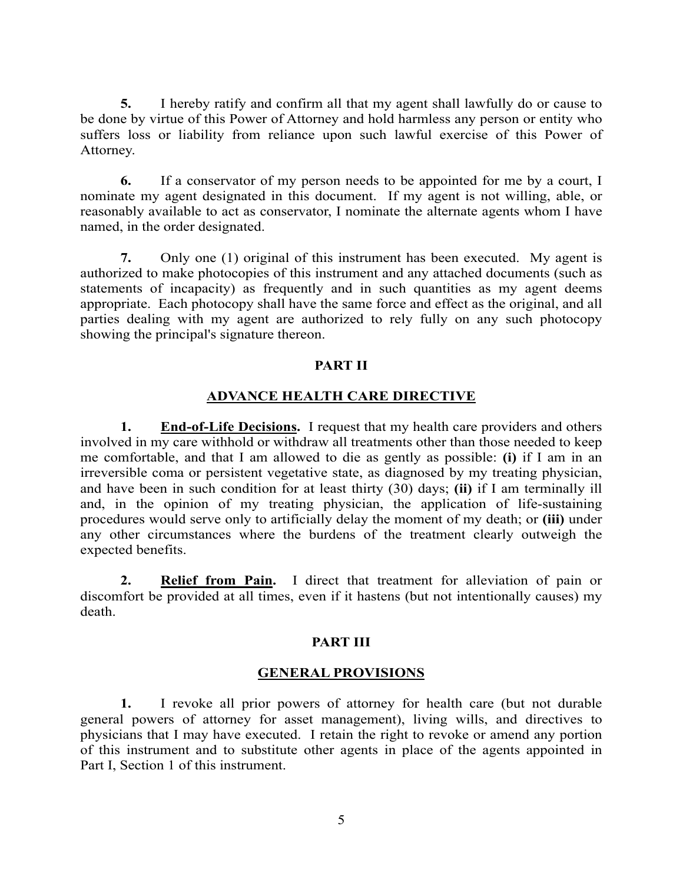**5.** I hereby ratify and confirm all that my agent shall lawfully do or cause to be done by virtue of this Power of Attorney and hold harmless any person or entity who suffers loss or liability from reliance upon such lawful exercise of this Power of Attorney.

**6.** If a conservator of my person needs to be appointed for me by a court, I nominate my agent designated in this document. If my agent is not willing, able, or reasonably available to act as conservator, I nominate the alternate agents whom I have named, in the order designated.

**7.** Only one (1) original of this instrument has been executed. My agent is authorized to make photocopies of this instrument and any attached documents (such as statements of incapacity) as frequently and in such quantities as my agent deems appropriate. Each photocopy shall have the same force and effect as the original, and all parties dealing with my agent are authorized to rely fully on any such photocopy showing the principal's signature thereon.

## PART II

## ADVANCE HEALTH CARE DIRECTIVE

**1. End-of-Life Decisions.** I request that my health care providers and others involved in my care withhold or withdraw all treatments other than those needed to keep me comfortable, and that I am allowed to die as gently as possible: **(i)** if I am in an irreversible coma or persistent vegetative state, as diagnosed by my treating physician, and have been in such condition for at least thirty (30) days; **(ii)** if I am terminally ill and, in the opinion of my treating physician, the application of life-sustaining procedures would serve only to artificially delay the moment of my death; or **(iii)** under any other circumstances where the burdens of the treatment clearly outweigh the expected benefits.

**2. Relief from Pain.** I direct that treatment for alleviation of pain or discomfort be provided at all times, even if it hastens (but not intentionally causes) my death.

## PART III

## GENERAL PROVISIONS

**1.** I revoke all prior powers of attorney for health care (but not durable general powers of attorney for asset management), living wills, and directives to physicians that I may have executed. I retain the right to revoke or amend any portion of this instrument and to substitute other agents in place of the agents appointed in Part I, Section 1 of this instrument.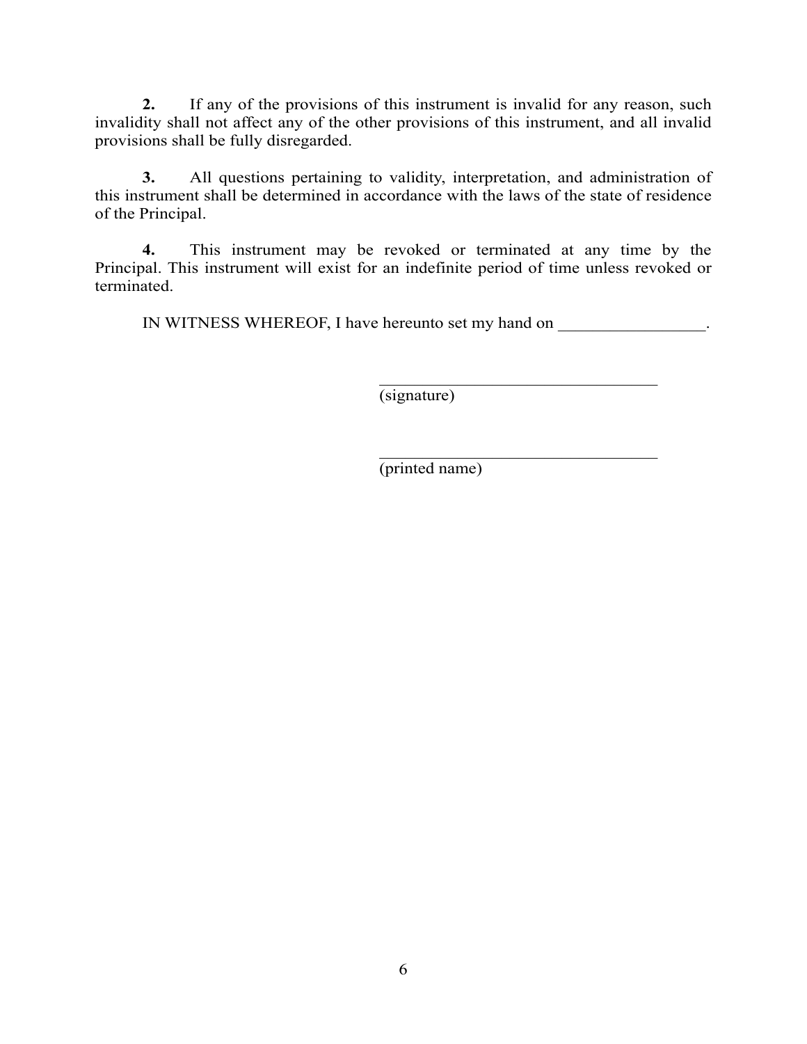**2.** If any of the provisions of this instrument is invalid for any reason, such invalidity shall not affect any of the other provisions of this instrument, and all invalid provisions shall be fully disregarded.

**3.** All questions pertaining to validity, interpretation, and administration of this instrument shall be determined in accordance with the laws of the state of residence of the Principal.

**4.** This instrument may be revoked or terminated at any time by the Principal. This instrument will exist for an indefinite period of time unless revoked or terminated.

IN WITNESS WHEREOF, I have hereunto set my hand on _________________.

___________________________________
(signature)

___________________________________
(printed name)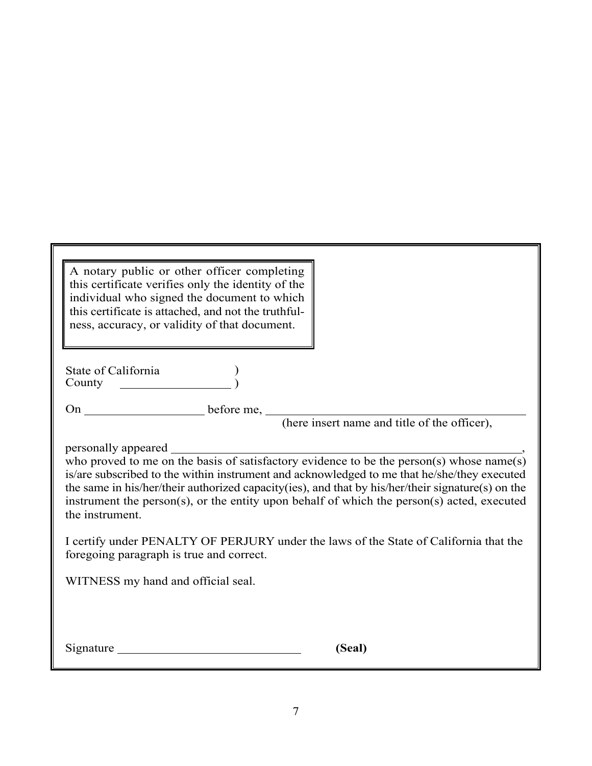> A notary public or other officer completing this certificate verifies only the identity of the individual who signed the document to which this certificate is attached, and not the truthfulness, accuracy, or validity of that document.

State of California )
County \_\_\_\_\_\_\_\_\_\_\_\_\_\_\_\_\_\_ )

On \_\_\_\_\_\_\_\_\_\_\_\_\_\_\_\_\_\_\_\_ before me, \_\_\_\_\_\_\_\_\_\_\_\_\_\_\_\_\_\_\_\_\_\_\_\_\_\_\_\_\_\_\_\_\_\_\_\_\_\_\_\_\_\_
(here insert name and title of the officer),

personally appeared \_\_\_\_\_\_\_\_\_\_\_\_\_\_\_\_\_\_\_\_\_\_\_\_\_\_\_\_\_\_\_\_\_\_\_\_\_\_\_\_\_\_\_\_\_\_\_\_\_\_\_\_\_\_\_\_\_\_\_,
who proved to me on the basis of satisfactory evidence to be the person(s) whose name(s) is/are subscribed to the within instrument and acknowledged to me that he/she/they executed the same in his/her/their authorized capacity(ies), and that by his/her/their signature(s) on the instrument the person(s), or the entity upon behalf of which the person(s) acted, executed the instrument.

I certify under PENALTY OF PERJURY under the laws of the State of California that the foregoing paragraph is true and correct.

WITNESS my hand and official seal.

Signature \_\_\_\_\_\_\_\_\_\_\_\_\_\_\_\_\_\_\_\_\_\_\_\_\_\_\_\_\_\_ **(Seal)**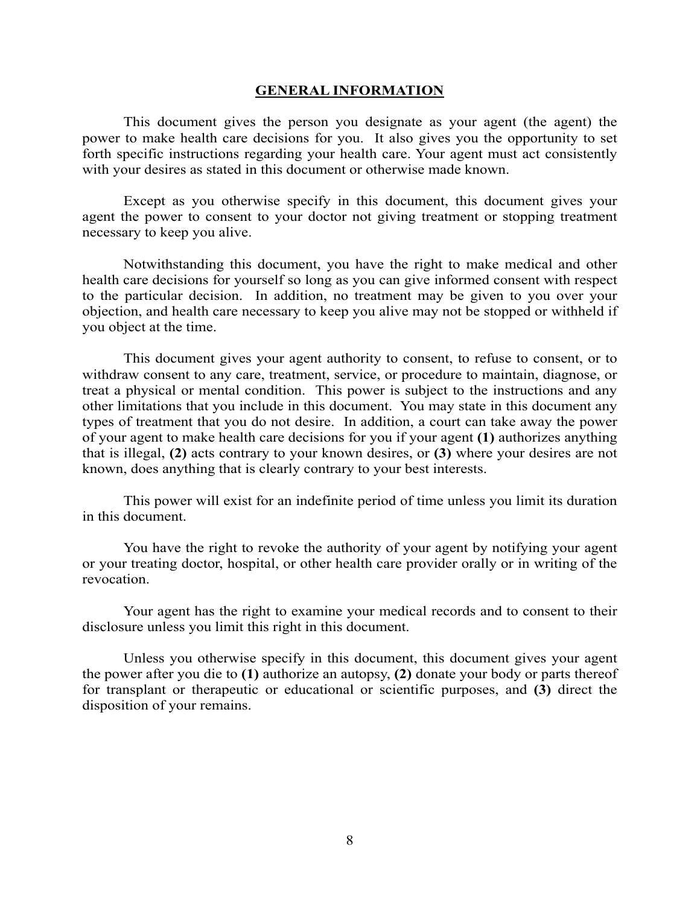## GENERAL INFORMATION

This document gives the person you designate as your agent (the agent) the power to make health care decisions for you. It also gives you the opportunity to set forth specific instructions regarding your health care. Your agent must act consistently with your desires as stated in this document or otherwise made known.

Except as you otherwise specify in this document, this document gives your agent the power to consent to your doctor not giving treatment or stopping treatment necessary to keep you alive.

Notwithstanding this document, you have the right to make medical and other health care decisions for yourself so long as you can give informed consent with respect to the particular decision. In addition, no treatment may be given to you over your objection, and health care necessary to keep you alive may not be stopped or withheld if you object at the time.

This document gives your agent authority to consent, to refuse to consent, or to withdraw consent to any care, treatment, service, or procedure to maintain, diagnose, or treat a physical or mental condition. This power is subject to the instructions and any other limitations that you include in this document. You may state in this document any types of treatment that you do not desire. In addition, a court can take away the power of your agent to make health care decisions for you if your agent **(1)** authorizes anything that is illegal, **(2)** acts contrary to your known desires, or **(3)** where your desires are not known, does anything that is clearly contrary to your best interests.

This power will exist for an indefinite period of time unless you limit its duration in this document.

You have the right to revoke the authority of your agent by notifying your agent or your treating doctor, hospital, or other health care provider orally or in writing of the revocation.

Your agent has the right to examine your medical records and to consent to their disclosure unless you limit this right in this document.

Unless you otherwise specify in this document, this document gives your agent the power after you die to **(1)** authorize an autopsy, **(2)** donate your body or parts thereof for transplant or therapeutic or educational or scientific purposes, and **(3)** direct the disposition of your remains.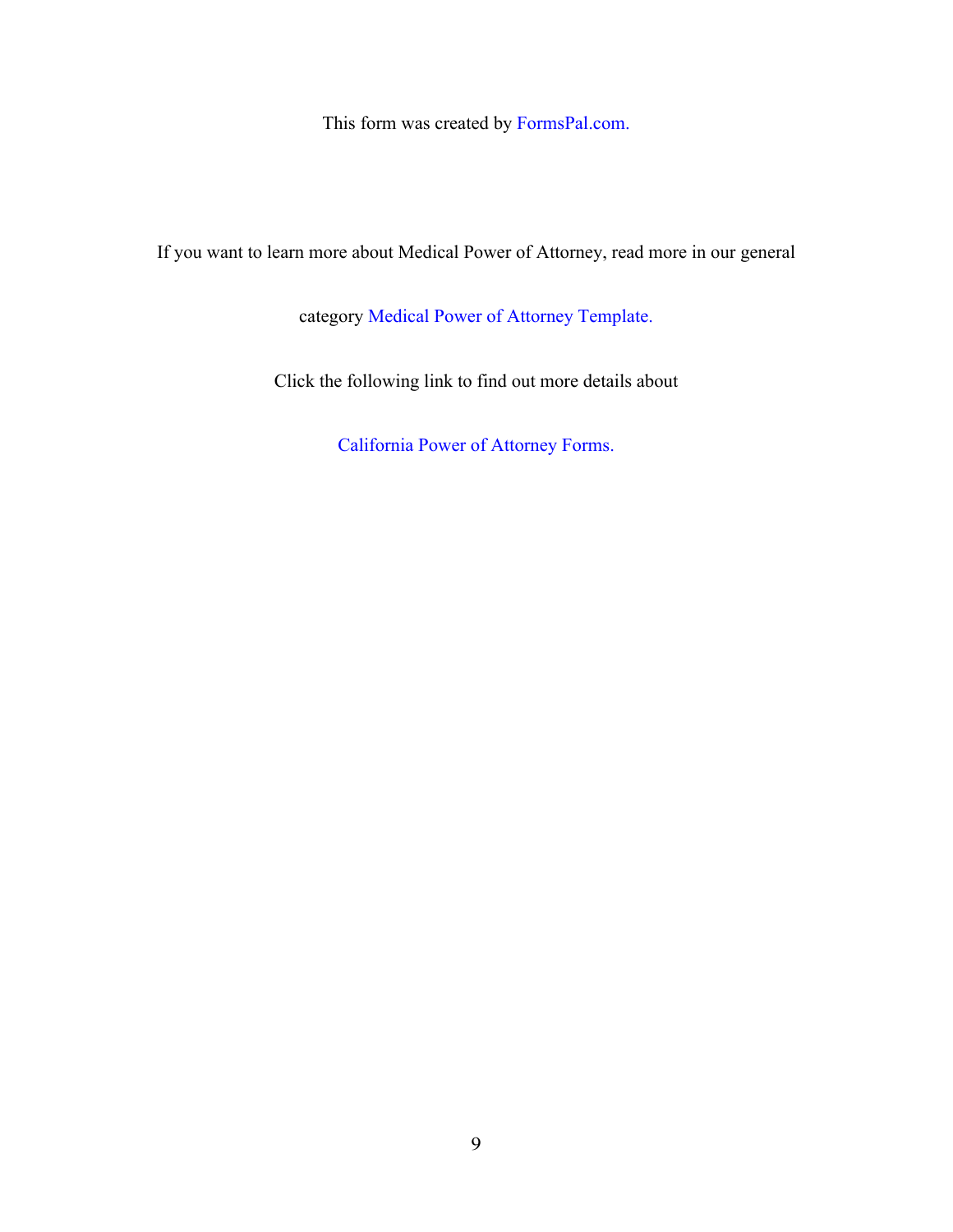This form was created by FormsPal.com.

If you want to learn more about Medical Power of Attorney, read more in our general category Medical Power of Attorney Template.

Click the following link to find out more details about

California Power of Attorney Forms.